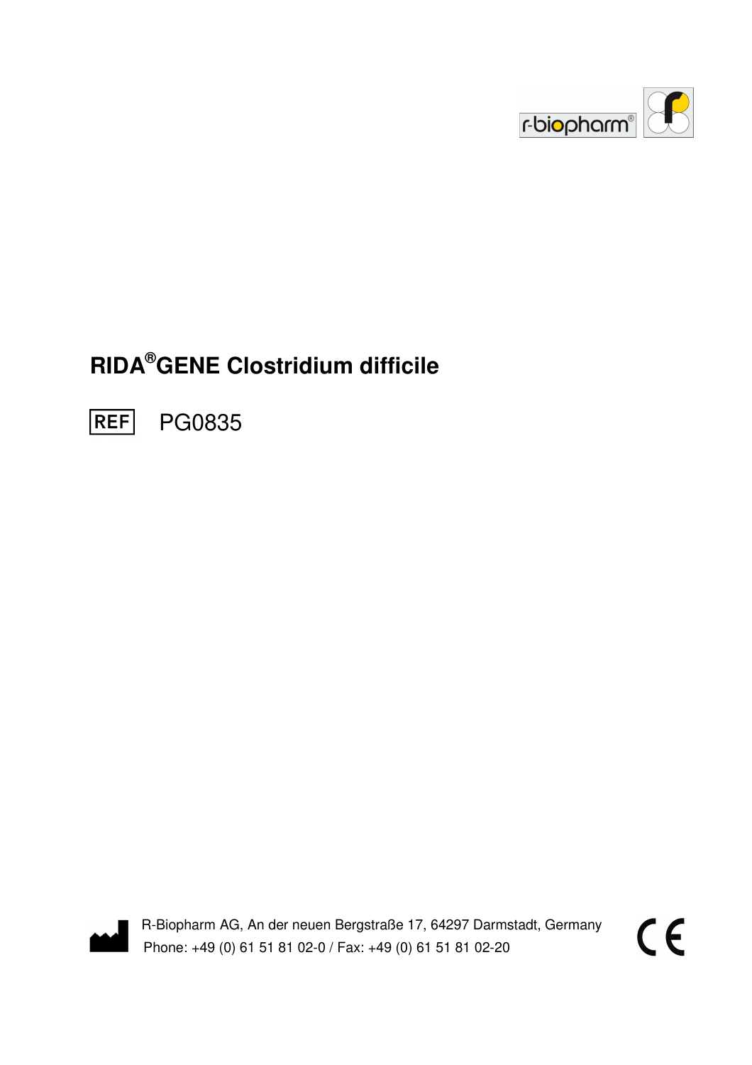# RIDA®GENE Clostridium difficile

REF PG0835

R-Biopharm AG, An der neuen Bergstraße 17, 64297 Darmstadt, Germany
Phone: +49 (0) 61 51 81 02-0 / Fax: +49 (0) 61 51 81 02-20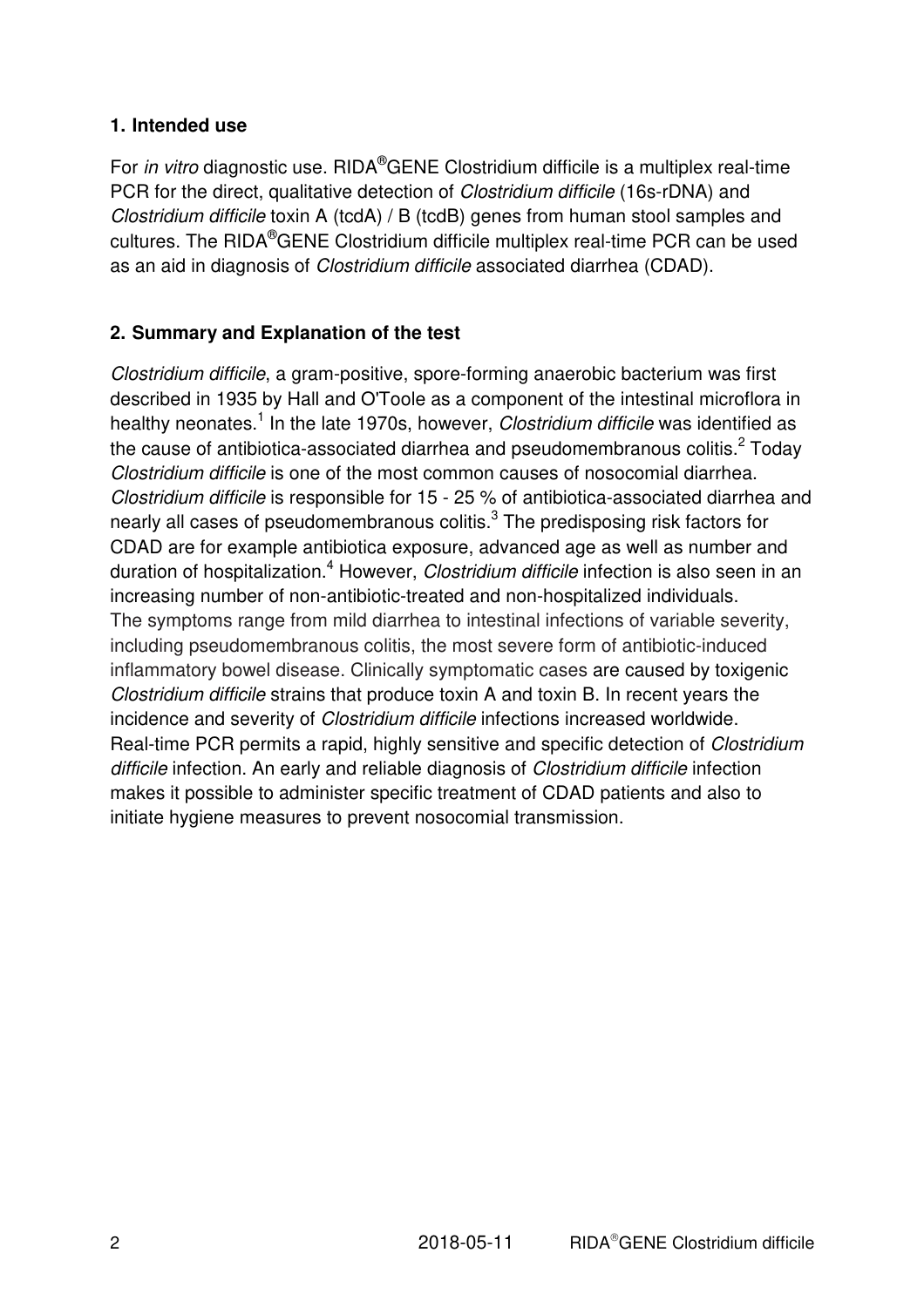## 1. Intended use

For *in vitro* diagnostic use. RIDA®GENE Clostridium difficile is a multiplex real-time PCR for the direct, qualitative detection of *Clostridium difficile* (16s-rDNA) and *Clostridium difficile* toxin A (tcdA) / B (tcdB) genes from human stool samples and cultures. The RIDA®GENE Clostridium difficile multiplex real-time PCR can be used as an aid in diagnosis of *Clostridium difficile* associated diarrhea (CDAD).

## 2. Summary and Explanation of the test

*Clostridium difficile*, a gram-positive, spore-forming anaerobic bacterium was first described in 1935 by Hall and O'Toole as a component of the intestinal microflora in healthy neonates.[1] In the late 1970s, however, *Clostridium difficile* was identified as the cause of antibiotica-associated diarrhea and pseudomembranous colitis.[2] Today *Clostridium difficile* is one of the most common causes of nosocomial diarrhea. *Clostridium difficile* is responsible for 15 - 25 % of antibiotica-associated diarrhea and nearly all cases of pseudomembranous colitis.[3] The predisposing risk factors for CDAD are for example antibiotica exposure, advanced age as well as number and duration of hospitalization.[4] However, *Clostridium difficile* infection is also seen in an increasing number of non-antibiotic-treated and non-hospitalized individuals. The symptoms range from mild diarrhea to intestinal infections of variable severity, including pseudomembranous colitis, the most severe form of antibiotic-induced inflammatory bowel disease. Clinically symptomatic cases are caused by toxigenic *Clostridium difficile* strains that produce toxin A and toxin B. In recent years the incidence and severity of *Clostridium difficile* infections increased worldwide. Real-time PCR permits a rapid, highly sensitive and specific detection of *Clostridium difficile* infection. An early and reliable diagnosis of *Clostridium difficile* infection makes it possible to administer specific treatment of CDAD patients and also to initiate hygiene measures to prevent nosocomial transmission.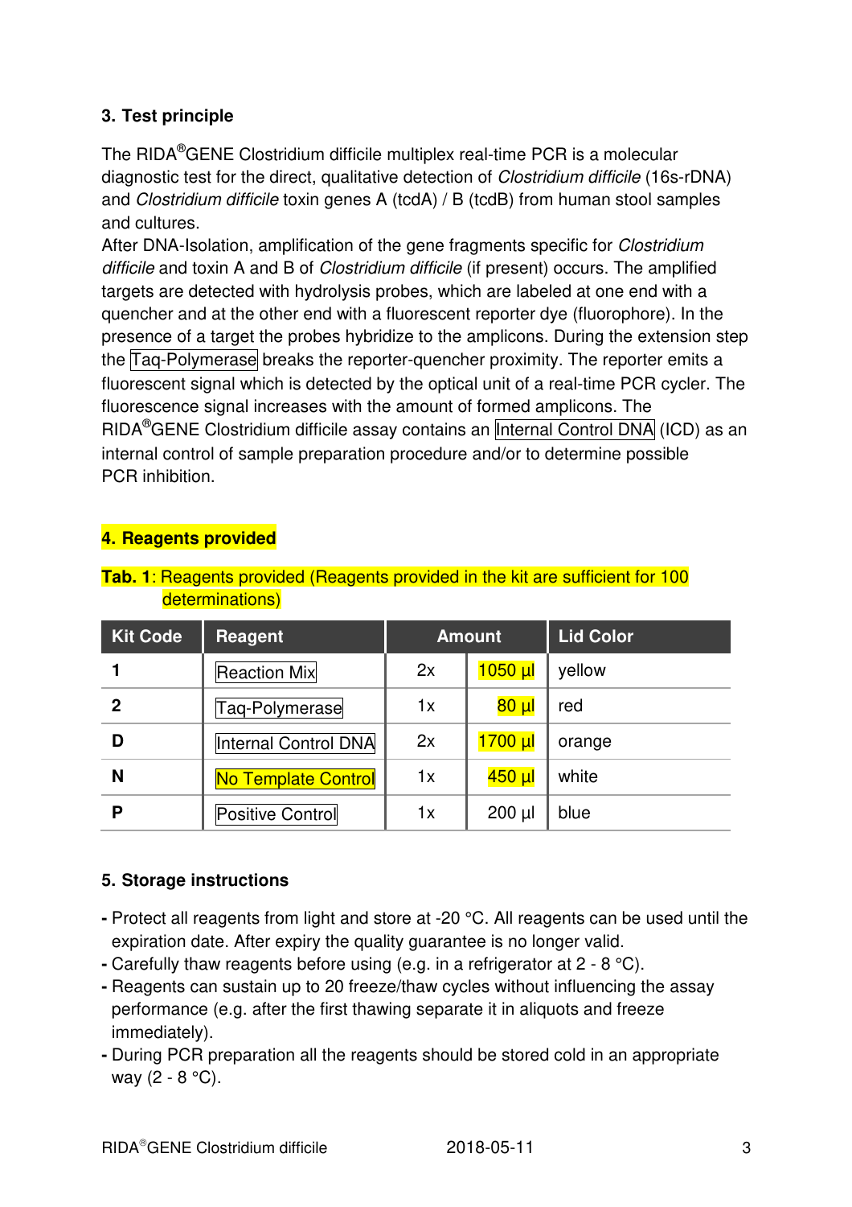## 3. Test principle

The RIDA®GENE Clostridium difficile multiplex real-time PCR is a molecular diagnostic test for the direct, qualitative detection of *Clostridium difficile* (16s-rDNA) and *Clostridium difficile* toxin genes A (tcdA) / B (tcdB) from human stool samples and cultures.
After DNA-Isolation, amplification of the gene fragments specific for *Clostridium difficile* and toxin A and B of *Clostridium difficile* (if present) occurs. The amplified targets are detected with hydrolysis probes, which are labeled at one end with a quencher and at the other end with a fluorescent reporter dye (fluorophore). In the presence of a target the probes hybridize to the amplicons. During the extension step the Taq-Polymerase breaks the reporter-quencher proximity. The reporter emits a fluorescent signal which is detected by the optical unit of a real-time PCR cycler. The fluorescence signal increases with the amount of formed amplicons. The RIDA®GENE Clostridium difficile assay contains an Internal Control DNA (ICD) as an internal control of sample preparation procedure and/or to determine possible PCR inhibition.

## 4. Reagents provided

**Tab. 1**: Reagents provided (Reagents provided in the kit are sufficient for 100 determinations)

| Kit Code | Reagent | Amount | | Lid Color |
|---|---|---|---|---|
| 1 | Reaction Mix | 2x | 1050 µl | yellow |
| 2 | Taq-Polymerase | 1x | 80 µl | red |
| D | Internal Control DNA | 2x | 1700 µl | orange |
| N | No Template Control | 1x | 450 µl | white |
| P | Positive Control | 1x | 200 µl | blue |

## 5. Storage instructions

- Protect all reagents from light and store at -20 °C. All reagents can be used until the expiration date. After expiry the quality guarantee is no longer valid.
- Carefully thaw reagents before using (e.g. in a refrigerator at 2 - 8 °C).
- Reagents can sustain up to 20 freeze/thaw cycles without influencing the assay performance (e.g. after the first thawing separate it in aliquots and freeze immediately).
- During PCR preparation all the reagents should be stored cold in an appropriate way (2 - 8 °C).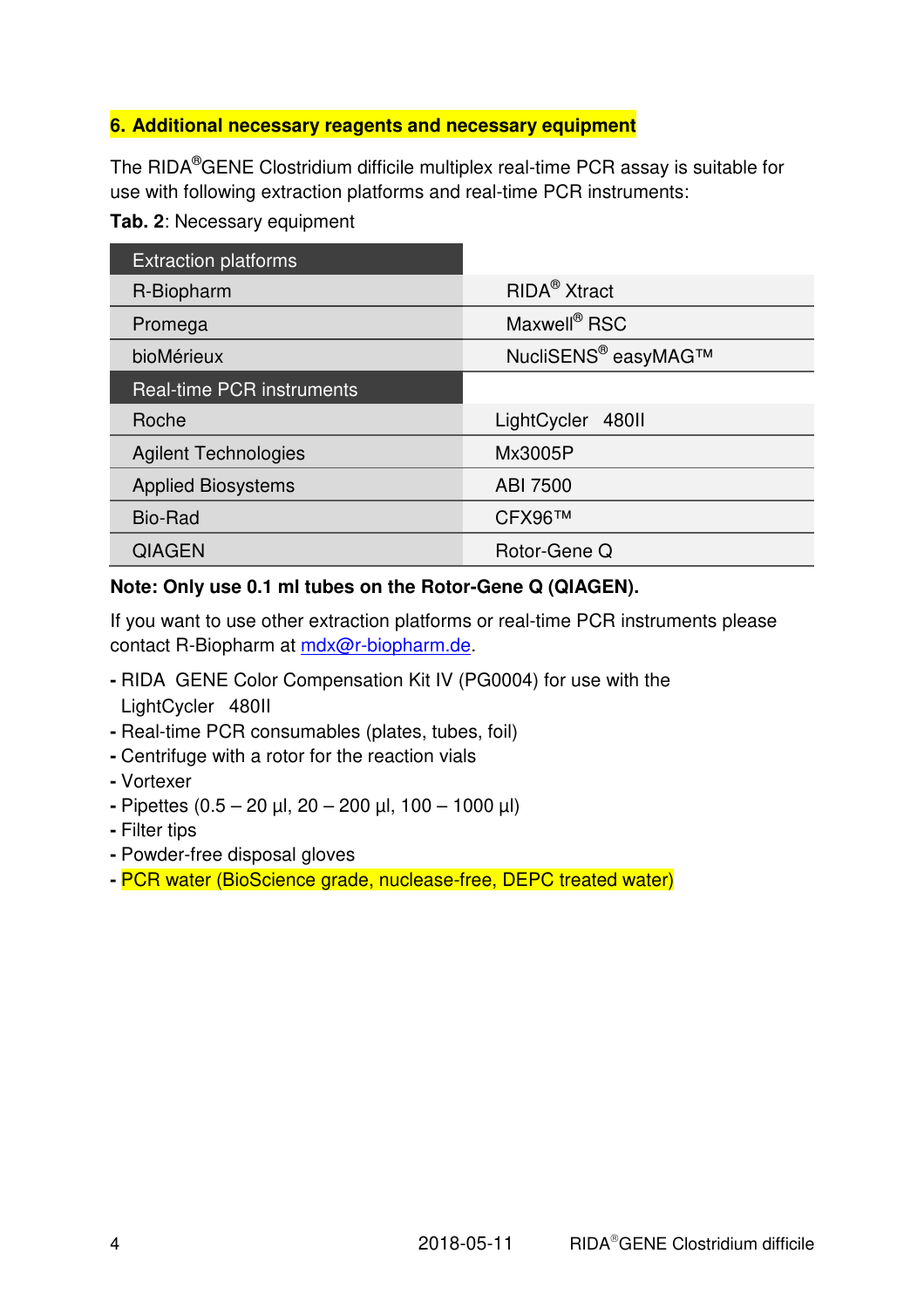## 6. Additional necessary reagents and necessary equipment

The RIDA®GENE Clostridium difficile multiplex real-time PCR assay is suitable for use with following extraction platforms and real-time PCR instruments:

**Tab. 2**: Necessary equipment

| Extraction platforms | |
|---|---|
| R-Biopharm | RIDA® Xtract |
| Promega | Maxwell® RSC |
| bioMérieux | NucliSENS® easyMAG™ |
| **Real-time PCR instruments** | |
| Roche | LightCycler 480II |
| Agilent Technologies | Mx3005P |
| Applied Biosystems | ABI 7500 |
| Bio-Rad | CFX96™ |
| QIAGEN | Rotor-Gene Q |

**Note: Only use 0.1 ml tubes on the Rotor-Gene Q (QIAGEN).**

If you want to use other extraction platforms or real-time PCR instruments please contact R-Biopharm at mdx@r-biopharm.de.

- RIDA GENE Color Compensation Kit IV (PG0004) for use with the LightCycler 480II
- Real-time PCR consumables (plates, tubes, foil)
- Centrifuge with a rotor for the reaction vials
- Vortexer
- Pipettes (0.5 – 20 µl, 20 – 200 µl, 100 – 1000 µl)
- Filter tips
- Powder-free disposal gloves
- PCR water (BioScience grade, nuclease-free, DEPC treated water)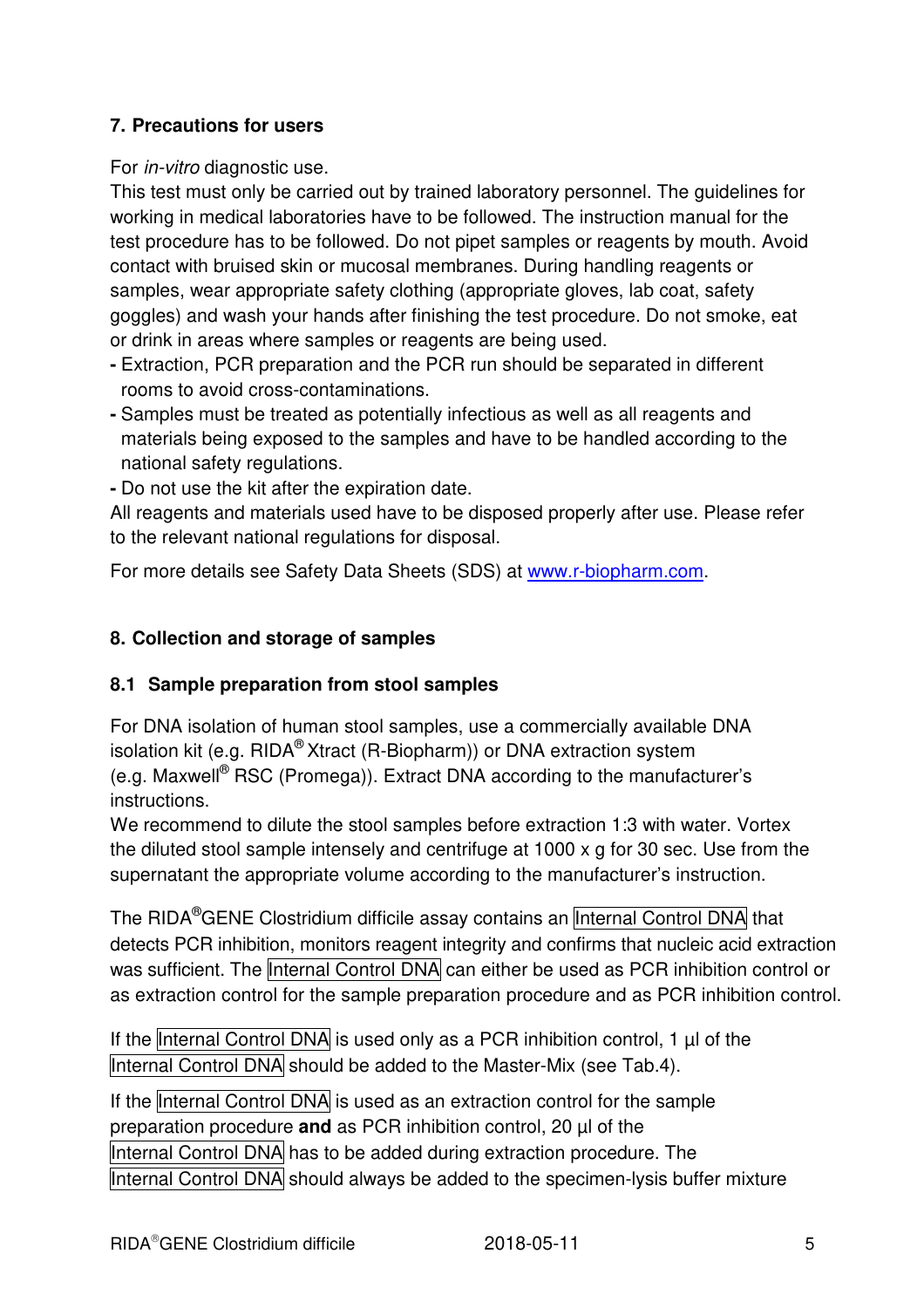## 7. Precautions for users

For *in-vitro* diagnostic use.

This test must only be carried out by trained laboratory personnel. The guidelines for working in medical laboratories have to be followed. The instruction manual for the test procedure has to be followed. Do not pipet samples or reagents by mouth. Avoid contact with bruised skin or mucosal membranes. During handling reagents or samples, wear appropriate safety clothing (appropriate gloves, lab coat, safety goggles) and wash your hands after finishing the test procedure. Do not smoke, eat or drink in areas where samples or reagents are being used.

- Extraction, PCR preparation and the PCR run should be separated in different rooms to avoid cross-contaminations.
- Samples must be treated as potentially infectious as well as all reagents and materials being exposed to the samples and have to be handled according to the national safety regulations.
- Do not use the kit after the expiration date.

All reagents and materials used have to be disposed properly after use. Please refer to the relevant national regulations for disposal.

For more details see Safety Data Sheets (SDS) at www.r-biopharm.com.

## 8. Collection and storage of samples

### 8.1 Sample preparation from stool samples

For DNA isolation of human stool samples, use a commercially available DNA isolation kit (e.g. RIDA® Xtract (R-Biopharm)) or DNA extraction system (e.g. Maxwell® RSC (Promega)). Extract DNA according to the manufacturer's instructions.

We recommend to dilute the stool samples before extraction 1:3 with water. Vortex the diluted stool sample intensely and centrifuge at 1000 x g for 30 sec. Use from the supernatant the appropriate volume according to the manufacturer's instruction.

The RIDA®GENE Clostridium difficile assay contains an Internal Control DNA that detects PCR inhibition, monitors reagent integrity and confirms that nucleic acid extraction was sufficient. The Internal Control DNA can either be used as PCR inhibition control or as extraction control for the sample preparation procedure and as PCR inhibition control.

If the Internal Control DNA is used only as a PCR inhibition control, 1 µl of the Internal Control DNA should be added to the Master-Mix (see Tab.4).

If the Internal Control DNA is used as an extraction control for the sample preparation procedure **and** as PCR inhibition control, 20 µl of the Internal Control DNA has to be added during extraction procedure. The Internal Control DNA should always be added to the specimen-lysis buffer mixture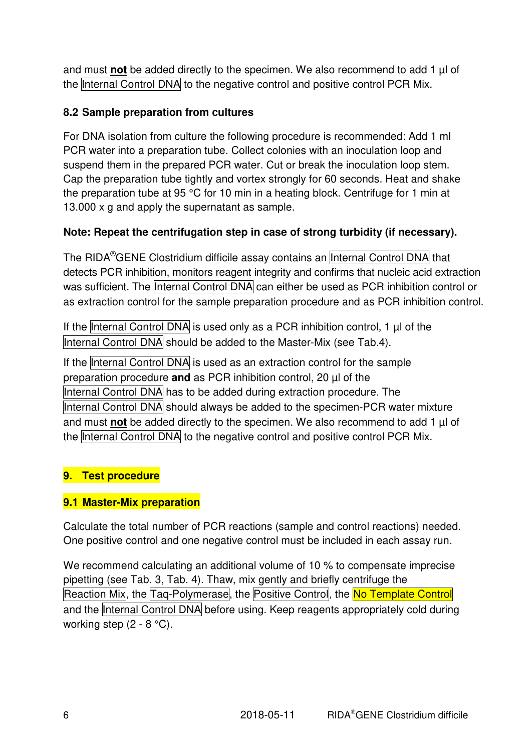and must **not** be added directly to the specimen. We also recommend to add 1 µl of the Internal Control DNA to the negative control and positive control PCR Mix.

### 8.2 Sample preparation from cultures

For DNA isolation from culture the following procedure is recommended: Add 1 ml PCR water into a preparation tube. Collect colonies with an inoculation loop and suspend them in the prepared PCR water. Cut or break the inoculation loop stem. Cap the preparation tube tightly and vortex strongly for 60 seconds. Heat and shake the preparation tube at 95 °C for 10 min in a heating block. Centrifuge for 1 min at 13.000 x g and apply the supernatant as sample.

**Note: Repeat the centrifugation step in case of strong turbidity (if necessary).**

The RIDA®GENE Clostridium difficile assay contains an Internal Control DNA that detects PCR inhibition, monitors reagent integrity and confirms that nucleic acid extraction was sufficient. The Internal Control DNA can either be used as PCR inhibition control or as extraction control for the sample preparation procedure and as PCR inhibition control.

If the Internal Control DNA is used only as a PCR inhibition control, 1 µl of the Internal Control DNA should be added to the Master-Mix (see Tab.4).

If the Internal Control DNA is used as an extraction control for the sample preparation procedure **and** as PCR inhibition control, 20 µl of the Internal Control DNA has to be added during extraction procedure. The Internal Control DNA should always be added to the specimen-PCR water mixture and must **not** be added directly to the specimen. We also recommend to add 1 µl of the Internal Control DNA to the negative control and positive control PCR Mix.

## 9. Test procedure

### 9.1 Master-Mix preparation

Calculate the total number of PCR reactions (sample and control reactions) needed. One positive control and one negative control must be included in each assay run.

We recommend calculating an additional volume of 10 % to compensate imprecise pipetting (see Tab. 3, Tab. 4). Thaw, mix gently and briefly centrifuge the Reaction Mix, the Taq-Polymerase, the Positive Control, the No Template Control and the Internal Control DNA before using. Keep reagents appropriately cold during working step (2 - 8 °C).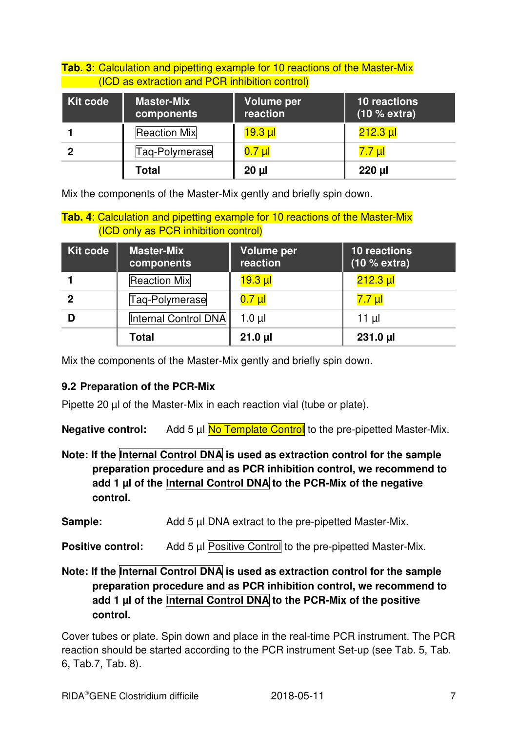**Tab. 3**: Calculation and pipetting example for 10 reactions of the Master-Mix (ICD as extraction and PCR inhibition control)

| Kit code | Master-Mix components | Volume per reaction | 10 reactions (10 % extra) |
|---|---|---|---|
| 1 | Reaction Mix | 19.3 µl | 212.3 µl |
| 2 | Taq-Polymerase | 0.7 µl | 7.7 µl |
| | **Total** | **20 µl** | **220 µl** |

Mix the components of the Master-Mix gently and briefly spin down.

**Tab. 4**: Calculation and pipetting example for 10 reactions of the Master-Mix (ICD only as PCR inhibition control)

| Kit code | Master-Mix components | Volume per reaction | 10 reactions (10 % extra) |
|---|---|---|---|
| 1 | Reaction Mix | 19.3 µl | 212.3 µl |
| 2 | Taq-Polymerase | 0.7 µl | 7.7 µl |
| D | Internal Control DNA | 1.0 µl | 11 µl |
| | **Total** | **21.0 µl** | **231.0 µl** |

Mix the components of the Master-Mix gently and briefly spin down.

### 9.2 Preparation of the PCR-Mix

Pipette 20 µl of the Master-Mix in each reaction vial (tube or plate).

**Negative control:** Add 5 µl No Template Control to the pre-pipetted Master-Mix.

**Note: If the Internal Control DNA is used as extraction control for the sample preparation procedure and as PCR inhibition control, we recommend to add 1 µl of the Internal Control DNA to the PCR-Mix of the negative control.**

**Sample:** Add 5 µl DNA extract to the pre-pipetted Master-Mix.

**Positive control:** Add 5 µl Positive Control to the pre-pipetted Master-Mix.

**Note: If the Internal Control DNA is used as extraction control for the sample preparation procedure and as PCR inhibition control, we recommend to add 1 µl of the Internal Control DNA to the PCR-Mix of the positive control.**

Cover tubes or plate. Spin down and place in the real-time PCR instrument. The PCR reaction should be started according to the PCR instrument Set-up (see Tab. 5, Tab. 6, Tab.7, Tab. 8).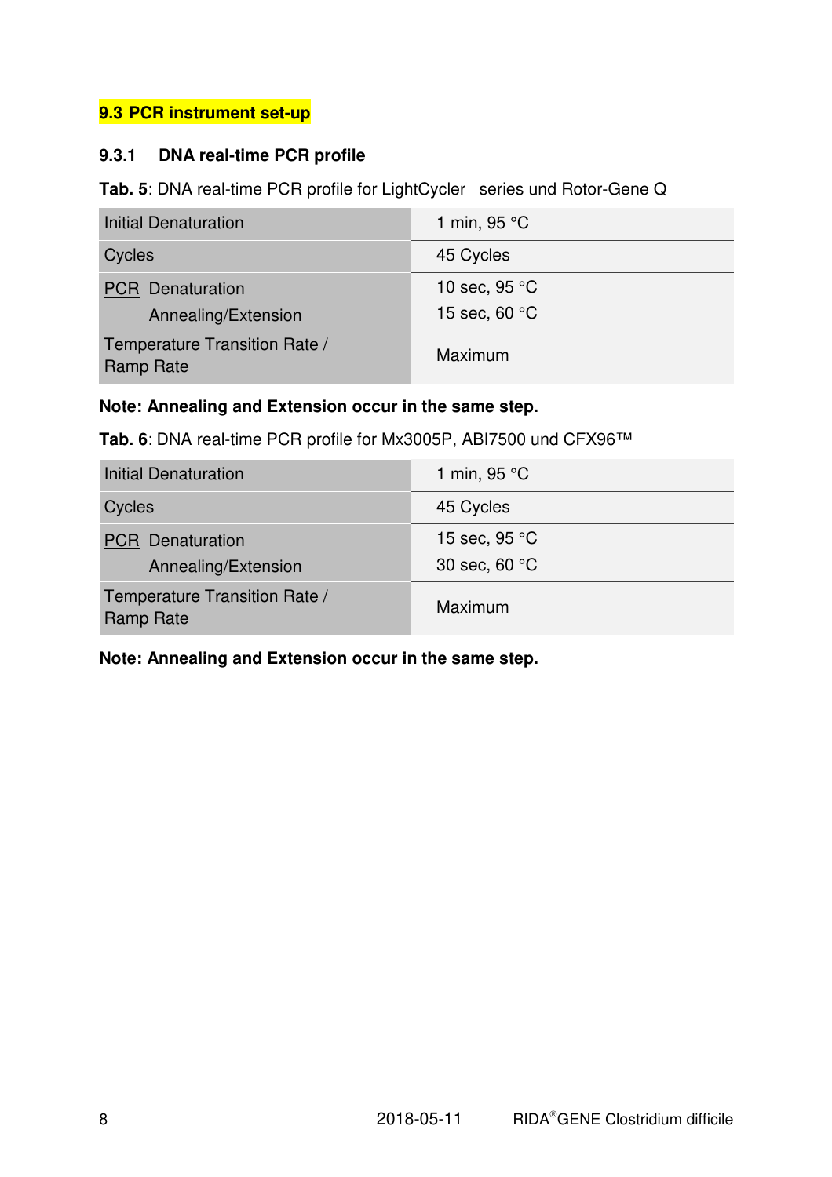## 9.3 PCR instrument set-up

### 9.3.1 DNA real-time PCR profile

**Tab. 5**: DNA real-time PCR profile for LightCycler series und Rotor-Gene Q

| | |
|---|---|
| Initial Denaturation | 1 min, 95 °C |
| Cycles | 45 Cycles |
| PCR Denaturation<br>Annealing/Extension | 10 sec, 95 °C<br>15 sec, 60 °C |
| Temperature Transition Rate / Ramp Rate | Maximum |

**Note: Annealing and Extension occur in the same step.**

**Tab. 6**: DNA real-time PCR profile for Mx3005P, ABI7500 und CFX96™

| | |
|---|---|
| Initial Denaturation | 1 min, 95 °C |
| Cycles | 45 Cycles |
| PCR Denaturation<br>Annealing/Extension | 15 sec, 95 °C<br>30 sec, 60 °C |
| Temperature Transition Rate / Ramp Rate | Maximum |

**Note: Annealing and Extension occur in the same step.**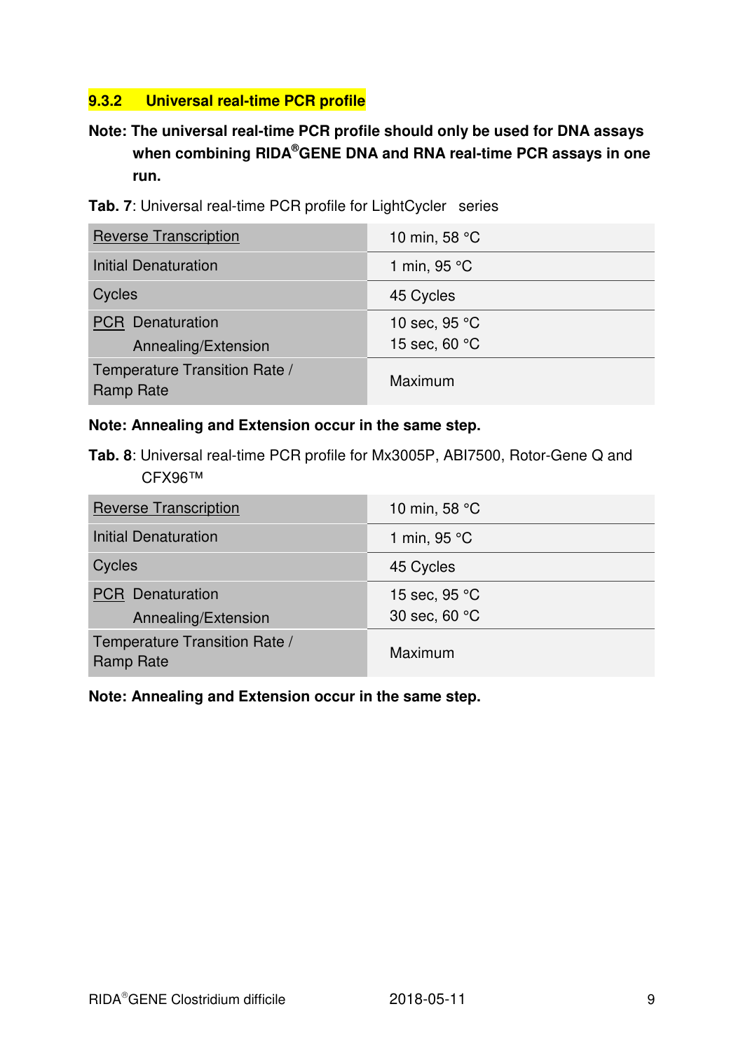### 9.3.2 Universal real-time PCR profile

**Note: The universal real-time PCR profile should only be used for DNA assays when combining RIDA®GENE DNA and RNA real-time PCR assays in one run.**

**Tab. 7**: Universal real-time PCR profile for LightCycler series

| | |
|---|---|
| Reverse Transcription | 10 min, 58 °C |
| Initial Denaturation | 1 min, 95 °C |
| Cycles | 45 Cycles |
| PCR Denaturation<br>Annealing/Extension | 10 sec, 95 °C<br>15 sec, 60 °C |
| Temperature Transition Rate / Ramp Rate | Maximum |

**Note: Annealing and Extension occur in the same step.**

**Tab. 8**: Universal real-time PCR profile for Mx3005P, ABI7500, Rotor-Gene Q and CFX96™

| | |
|---|---|
| Reverse Transcription | 10 min, 58 °C |
| Initial Denaturation | 1 min, 95 °C |
| Cycles | 45 Cycles |
| PCR Denaturation<br>Annealing/Extension | 15 sec, 95 °C<br>30 sec, 60 °C |
| Temperature Transition Rate / Ramp Rate | Maximum |

**Note: Annealing and Extension occur in the same step.**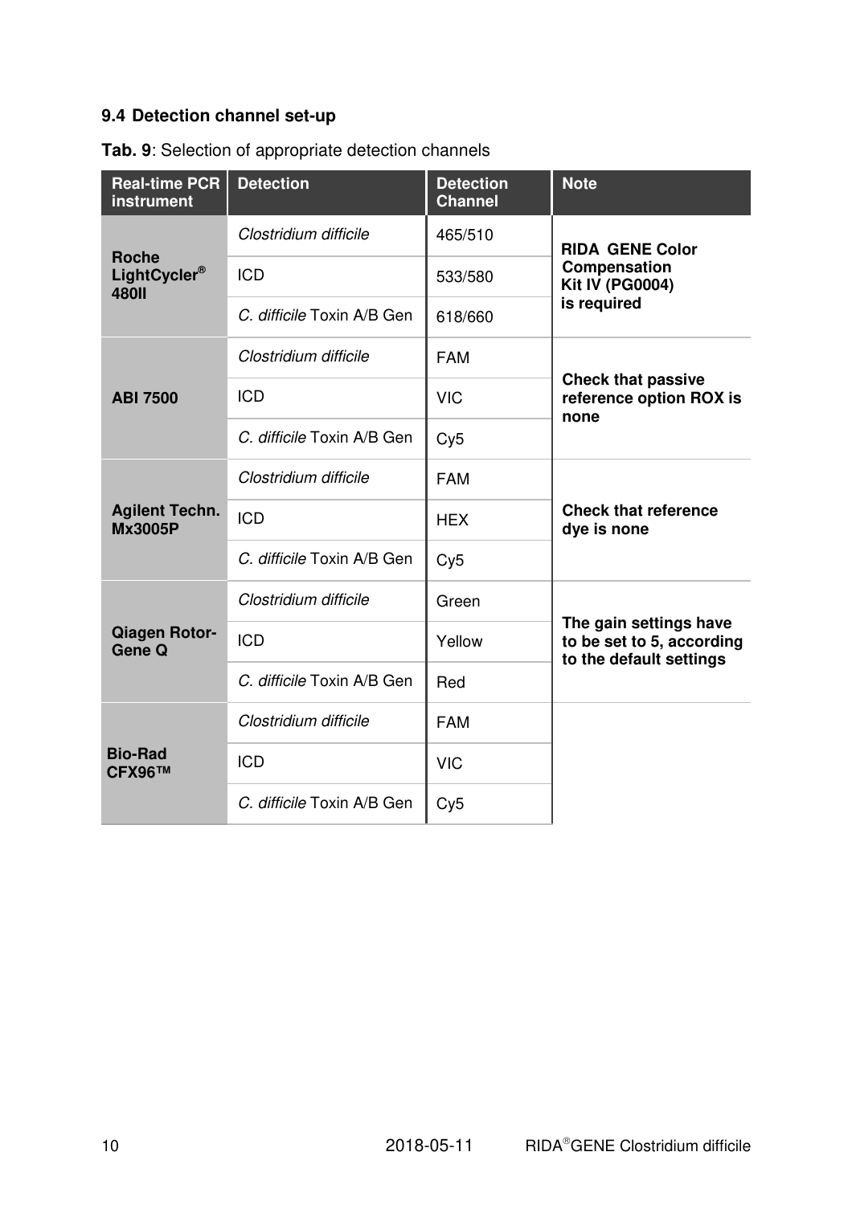### 9.4 Detection channel set-up

**Tab. 9**: Selection of appropriate detection channels

| Real-time PCR instrument | Detection | Detection Channel | Note |
|---|---|---|---|
| **Roche LightCycler® 480II** | *Clostridium difficile* | 465/510 | **RIDA GENE Color Compensation Kit IV (PG0004) is required** |
| | ICD | 533/580 | |
| | *C. difficile* Toxin A/B Gen | 618/660 | |
| **ABI 7500** | *Clostridium difficile* | FAM | **Check that passive reference option ROX is none** |
| | ICD | VIC | |
| | *C. difficile* Toxin A/B Gen | Cy5 | |
| **Agilent Techn. Mx3005P** | *Clostridium difficile* | FAM | **Check that reference dye is none** |
| | ICD | HEX | |
| | *C. difficile* Toxin A/B Gen | Cy5 | |
| **Qiagen Rotor-Gene Q** | *Clostridium difficile* | Green | **The gain settings have to be set to 5, according to the default settings** |
| | ICD | Yellow | |
| | *C. difficile* Toxin A/B Gen | Red | |
| **Bio-Rad CFX96™** | *Clostridium difficile* | FAM | |
| | ICD | VIC | |
| | *C. difficile* Toxin A/B Gen | Cy5 | |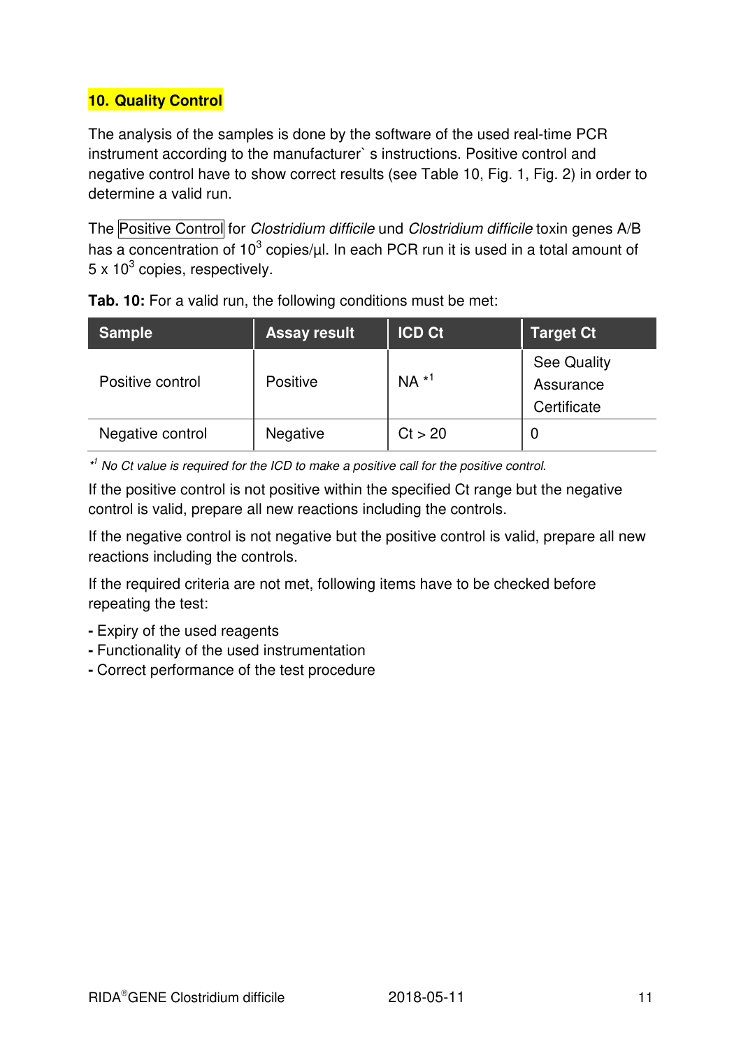## 10. Quality Control

The analysis of the samples is done by the software of the used real-time PCR instrument according to the manufacturer` s instructions. Positive control and negative control have to show correct results (see Table 10, Fig. 1, Fig. 2) in order to determine a valid run.

The Positive Control for *Clostridium difficile* und *Clostridium difficile* toxin genes A/B has a concentration of $10^3$ copies/µl. In each PCR run it is used in a total amount of $5 \times 10^3$ copies, respectively.

**Tab. 10:** For a valid run, the following conditions must be met:

| Sample | Assay result | ICD Ct | Target Ct |
|---|---|---|---|
| Positive control | Positive | NA *[1] | See Quality Assurance Certificate |
| Negative control | Negative | Ct > 20 | 0 |

*[1] *No Ct value is required for the ICD to make a positive call for the positive control.*

If the positive control is not positive within the specified Ct range but the negative control is valid, prepare all new reactions including the controls.

If the negative control is not negative but the positive control is valid, prepare all new reactions including the controls.

If the required criteria are not met, following items have to be checked before repeating the test:

- Expiry of the used reagents
- Functionality of the used instrumentation
- Correct performance of the test procedure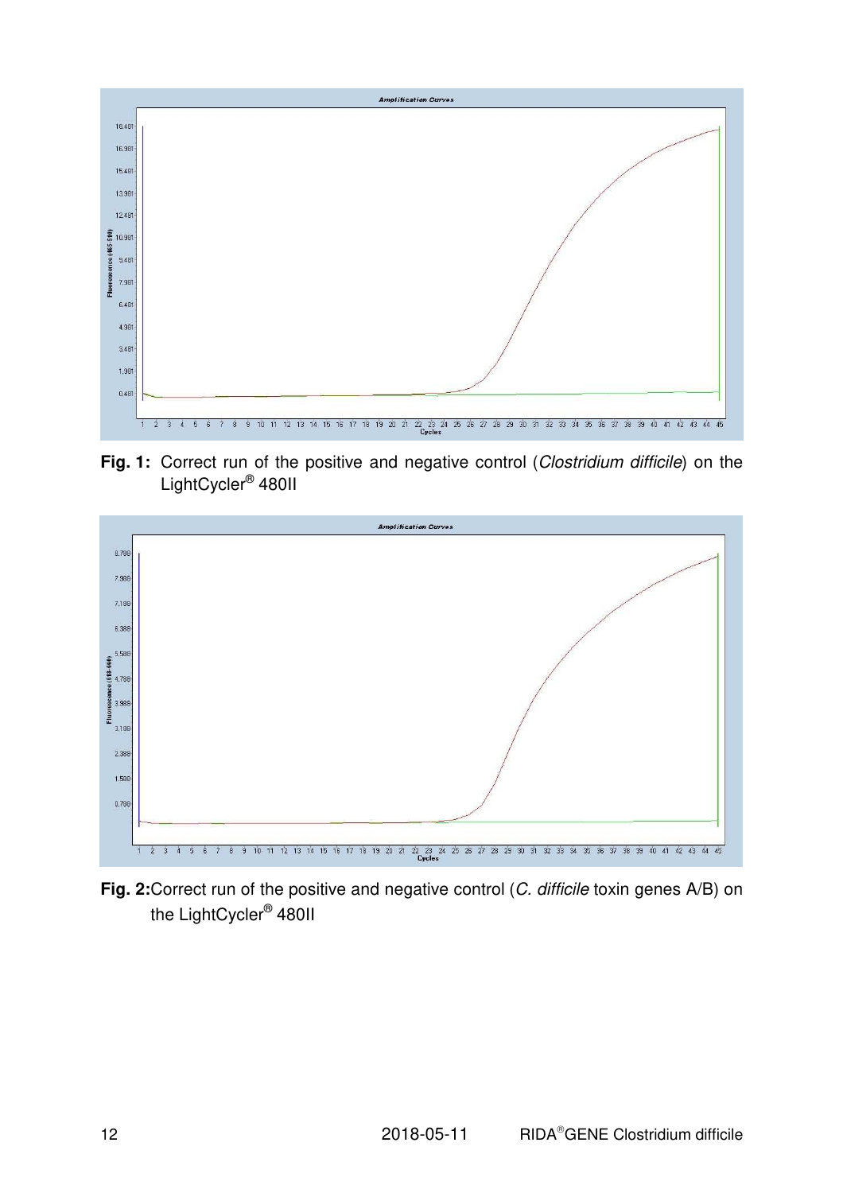**Fig. 1:** Correct run of the positive and negative control (*Clostridium difficile*) on the LightCycler® 480II

**Fig. 2:** Correct run of the positive and negative control (*C. difficile* toxin genes A/B) on the LightCycler® 480II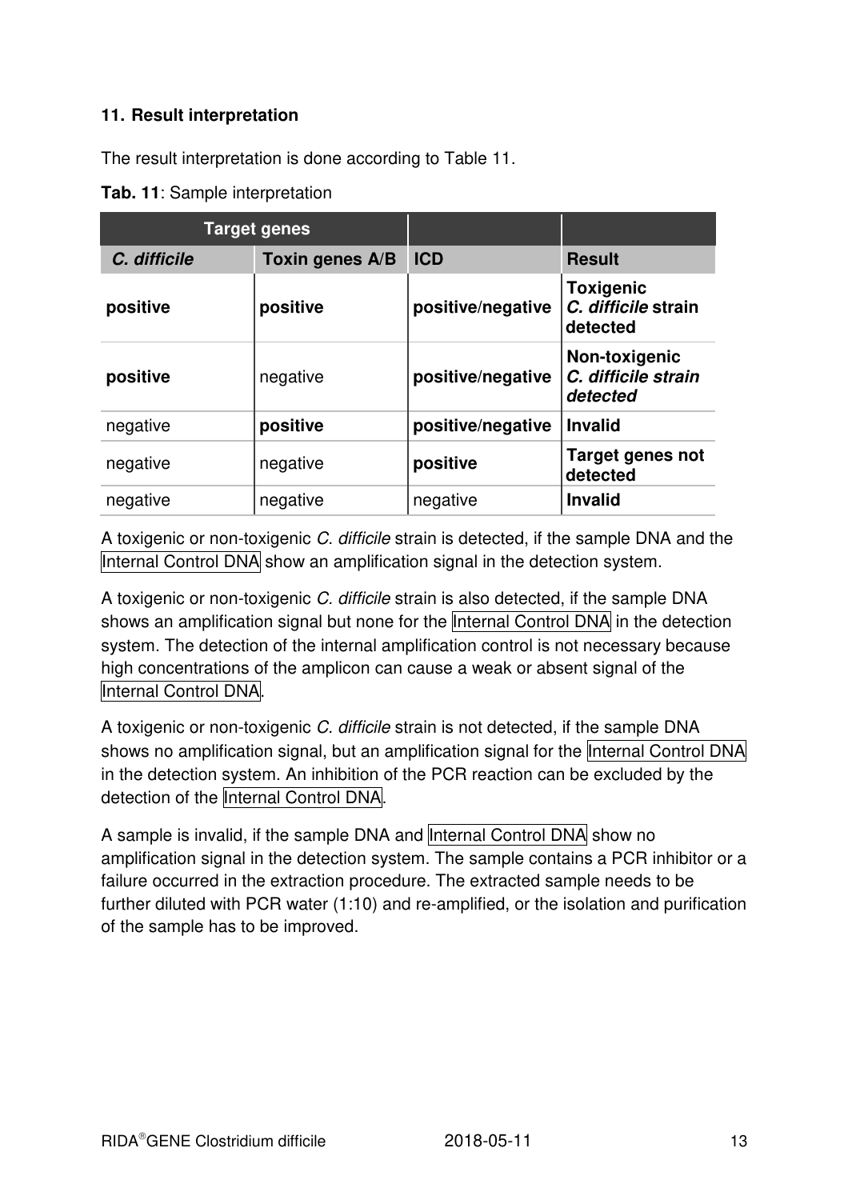## 11. Result interpretation

The result interpretation is done according to Table 11.

**Tab. 11**: Sample interpretation

| Target genes | | | |
|---|---|---|---|
| ***C. difficile*** | **Toxin genes A/B** | **ICD** | **Result** |
| **positive** | **positive** | **positive**/negative | **Toxigenic *C. difficile* strain detected** |
| **positive** | negative | **positive**/negative | **Non-toxigenic *C. difficile strain detected*** |
| negative | **positive** | **positive**/negative | **Invalid** |
| negative | negative | **positive** | **Target genes not detected** |
| negative | negative | negative | **Invalid** |

A toxigenic or non-toxigenic *C. difficile* strain is detected, if the sample DNA and the Internal Control DNA show an amplification signal in the detection system.

A toxigenic or non-toxigenic *C. difficile* strain is also detected, if the sample DNA shows an amplification signal but none for the Internal Control DNA in the detection system. The detection of the internal amplification control is not necessary because high concentrations of the amplicon can cause a weak or absent signal of the Internal Control DNA.

A toxigenic or non-toxigenic *C. difficile* strain is not detected, if the sample DNA shows no amplification signal, but an amplification signal for the Internal Control DNA in the detection system. An inhibition of the PCR reaction can be excluded by the detection of the Internal Control DNA.

A sample is invalid, if the sample DNA and Internal Control DNA show no amplification signal in the detection system. The sample contains a PCR inhibitor or a failure occurred in the extraction procedure. The extracted sample needs to be further diluted with PCR water (1:10) and re-amplified, or the isolation and purification of the sample has to be improved.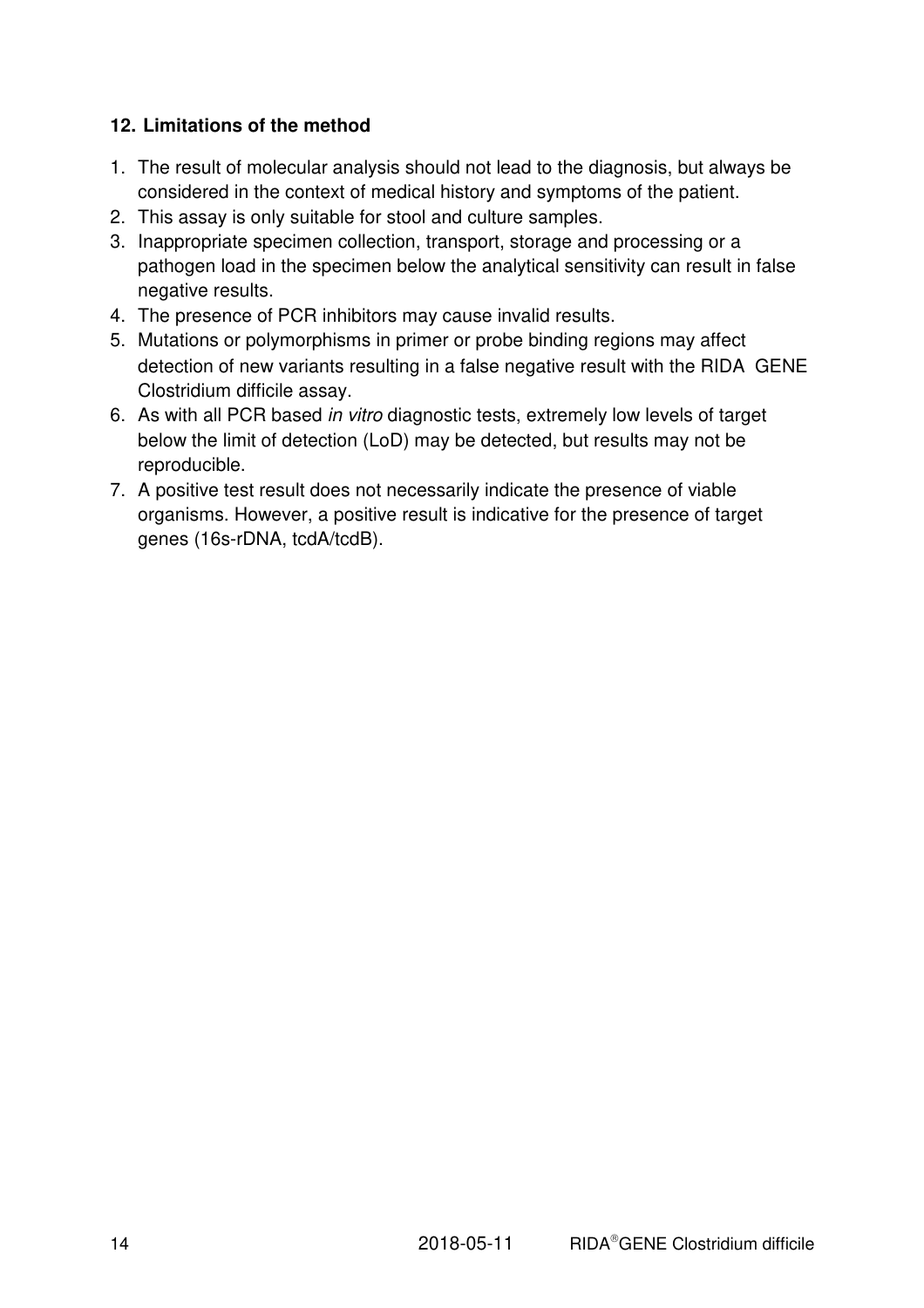## 12. Limitations of the method

1. The result of molecular analysis should not lead to the diagnosis, but always be considered in the context of medical history and symptoms of the patient.
2. This assay is only suitable for stool and culture samples.
3. Inappropriate specimen collection, transport, storage and processing or a pathogen load in the specimen below the analytical sensitivity can result in false negative results.
4. The presence of PCR inhibitors may cause invalid results.
5. Mutations or polymorphisms in primer or probe binding regions may affect detection of new variants resulting in a false negative result with the RIDA GENE Clostridium difficile assay.
6. As with all PCR based *in vitro* diagnostic tests, extremely low levels of target below the limit of detection (LoD) may be detected, but results may not be reproducible.
7. A positive test result does not necessarily indicate the presence of viable organisms. However, a positive result is indicative for the presence of target genes (16s-rDNA, tcdA/tcdB).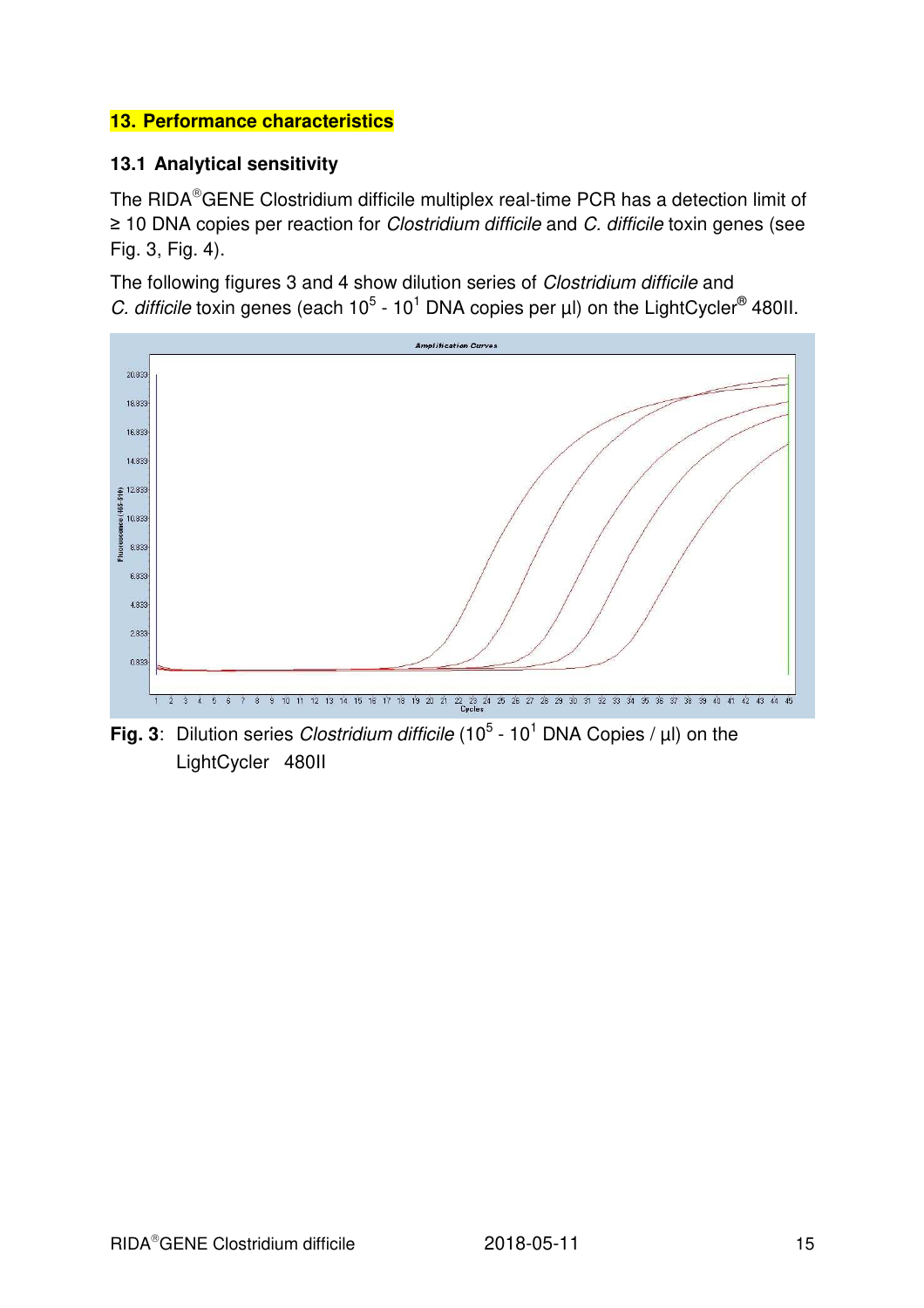## 13. Performance characteristics

### 13.1 Analytical sensitivity

The RIDA®GENE Clostridium difficile multiplex real-time PCR has a detection limit of ≥ 10 DNA copies per reaction for *Clostridium difficile* and *C. difficile* toxin genes (see Fig. 3, Fig. 4).

The following figures 3 and 4 show dilution series of *Clostridium difficile* and *C. difficile* toxin genes (each $10^5$ - $10^1$ DNA copies per µl) on the LightCycler® 480II.

**Fig. 3**: Dilution series *Clostridium difficile* ($10^5$ - $10^1$ DNA Copies / µl) on the LightCycler 480II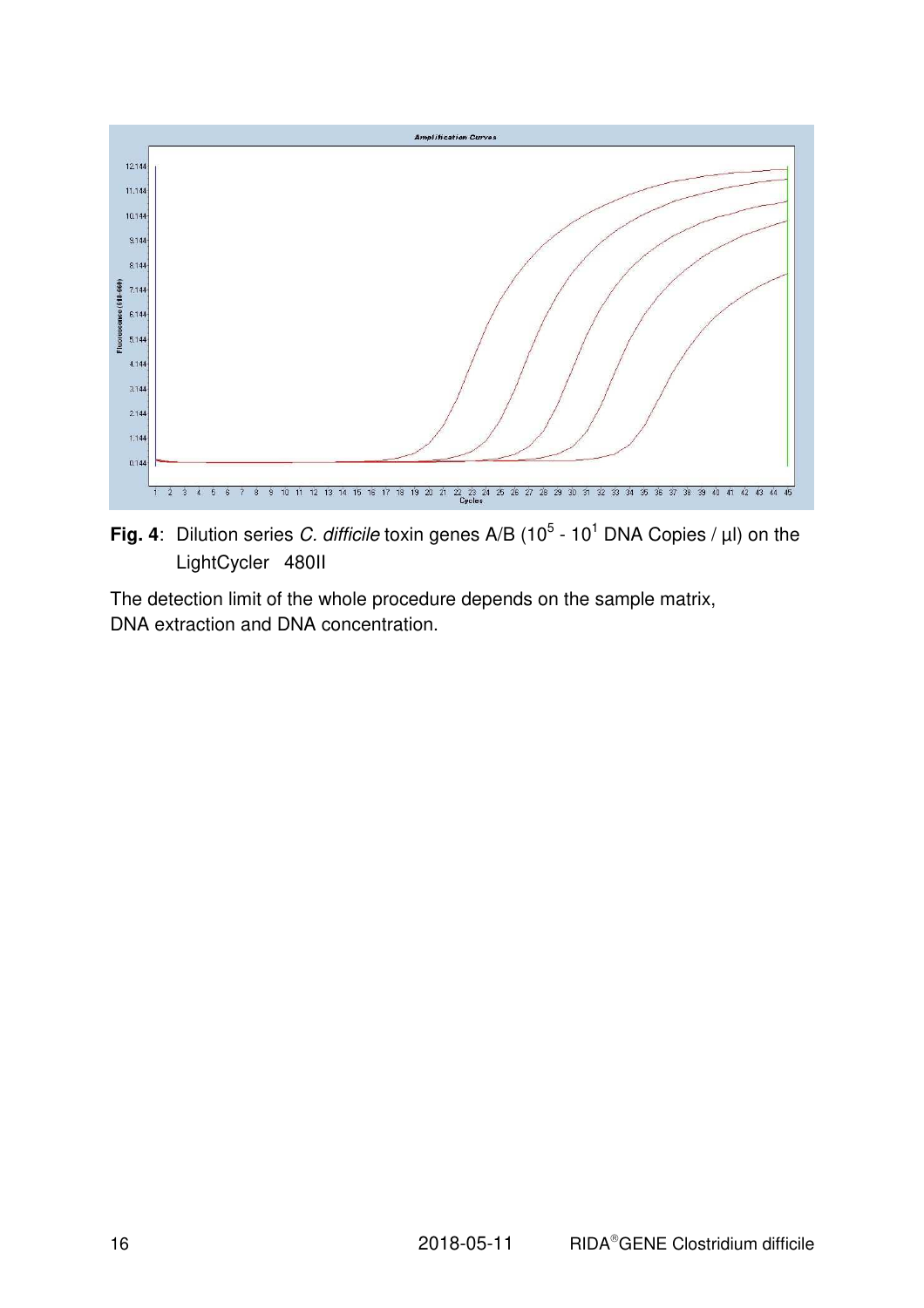**Fig. 4**: Dilution series *C. difficile* toxin genes A/B ($10^5$ - $10^1$ DNA Copies / µl) on the LightCycler 480II

The detection limit of the whole procedure depends on the sample matrix, DNA extraction and DNA concentration.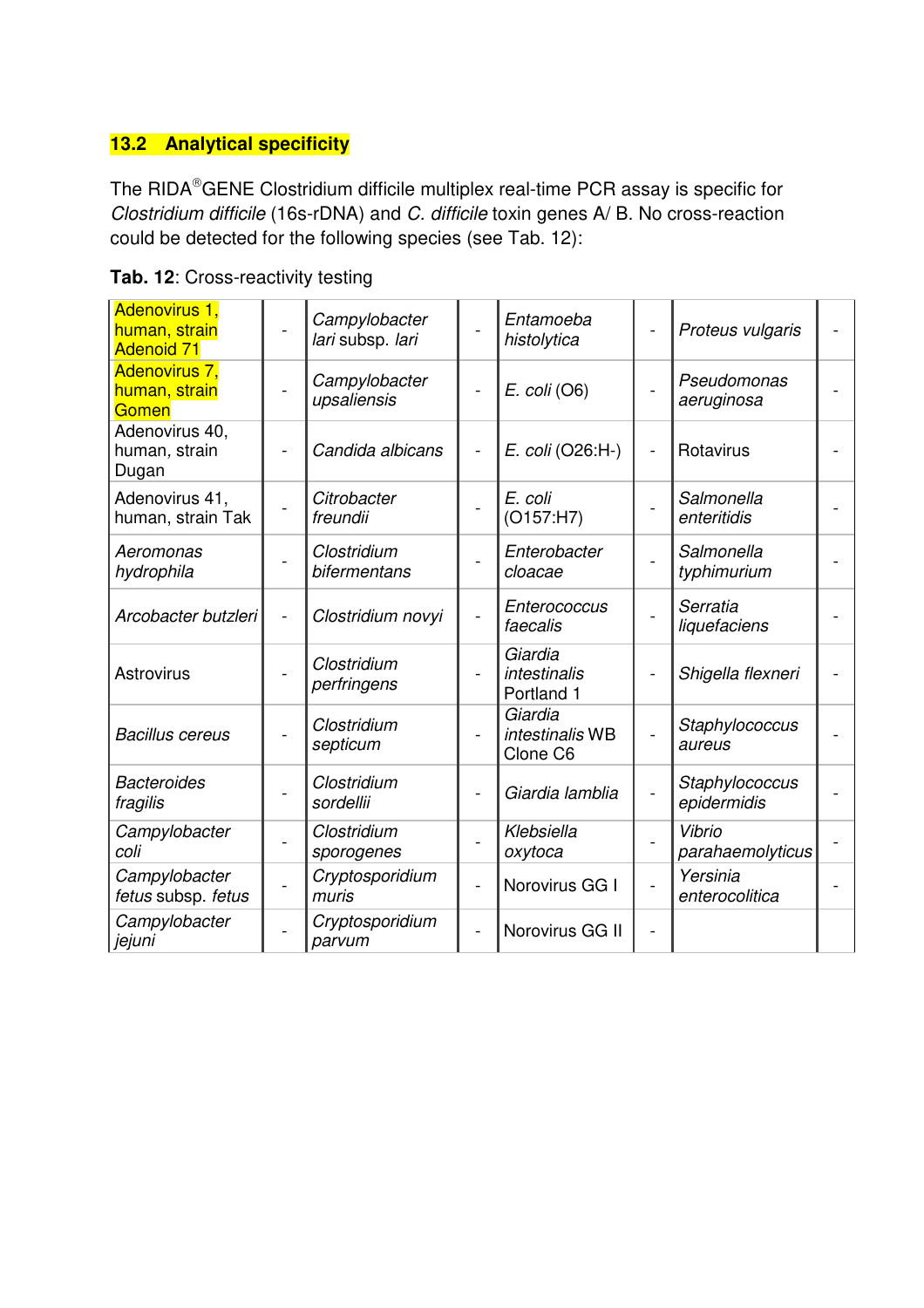## 13.2 Analytical specificity

The RIDA®GENE Clostridium difficile multiplex real-time PCR assay is specific for *Clostridium difficile* (16s-rDNA) and *C. difficile* toxin genes A/ B. No cross-reaction could be detected for the following species (see Tab. 12):

**Tab. 12**: Cross-reactivity testing

| | | | | | | | |
|---|---|---|---|---|---|---|---|
| Adenovirus 1, human, strain Adenoid 71 | - | *Campylobacter lari* subsp. *lari* | - | *Entamoeba histolytica* | - | *Proteus vulgaris* | - |
| Adenovirus 7, human, strain Gomen | - | *Campylobacter upsaliensis* | - | *E. coli* (O6) | - | *Pseudomonas aeruginosa* | - |
| Adenovirus 40, human, strain Dugan | - | *Candida albicans* | - | *E. coli* (O26:H-) | - | Rotavirus | - |
| Adenovirus 41, human, strain Tak | - | *Citrobacter freundii* | - | *E. coli* (O157:H7) | - | *Salmonella enteritidis* | - |
| *Aeromonas hydrophila* | - | *Clostridium bifermentans* | - | *Enterobacter cloacae* | - | *Salmonella typhimurium* | - |
| *Arcobacter butzleri* | - | *Clostridium novyi* | - | *Enterococcus faecalis* | - | *Serratia liquefaciens* | - |
| Astrovirus | - | *Clostridium perfringens* | - | *Giardia intestinalis* Portland 1 | - | *Shigella flexneri* | - |
| *Bacillus cereus* | - | *Clostridium septicum* | - | *Giardia intestinalis* WB Clone C6 | - | *Staphylococcus aureus* | - |
| *Bacteroides fragilis* | - | *Clostridium sordellii* | - | *Giardia lamblia* | - | *Staphylococcus epidermidis* | - |
| *Campylobacter coli* | - | *Clostridium sporogenes* | - | *Klebsiella oxytoca* | - | *Vibrio parahaemolyticus* | - |
| *Campylobacter fetus* subsp. *fetus* | - | *Cryptosporidium muris* | - | Norovirus GG I | - | *Yersinia enterocolitica* | - |
| *Campylobacter jejuni* | - | *Cryptosporidium parvum* | - | Norovirus GG II | - | | |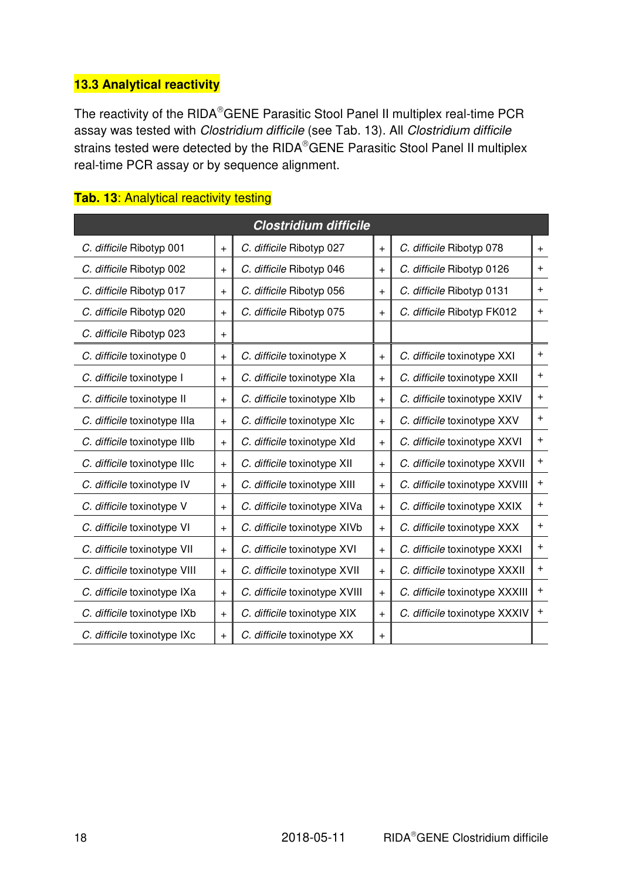### 13.3 Analytical reactivity

The reactivity of the RIDA®GENE Parasitic Stool Panel II multiplex real-time PCR assay was tested with *Clostridium difficile* (see Tab. 13). All *Clostridium difficile* strains tested were detected by the RIDA®GENE Parasitic Stool Panel II multiplex real-time PCR assay or by sequence alignment.

**Tab. 13**: Analytical reactivity testing

| ***Clostridium difficile*** | | | | | |
|---|---|---|---|---|---|
| *C. difficile* Ribotyp 001 | + | *C. difficile* Ribotyp 027 | + | *C. difficile* Ribotyp 078 | + |
| *C. difficile* Ribotyp 002 | + | *C. difficile* Ribotyp 046 | + | *C. difficile* Ribotyp 0126 | + |
| *C. difficile* Ribotyp 017 | + | *C. difficile* Ribotyp 056 | + | *C. difficile* Ribotyp 0131 | + |
| *C. difficile* Ribotyp 020 | + | *C. difficile* Ribotyp 075 | + | *C. difficile* Ribotyp FK012 | + |
| *C. difficile* Ribotyp 023 | + | | | | |
| *C. difficile* toxinotype 0 | + | *C. difficile* toxinotype X | + | *C. difficile* toxinotype XXI | + |
| *C. difficile* toxinotype I | + | *C. difficile* toxinotype XIa | + | *C. difficile* toxinotype XXII | + |
| *C. difficile* toxinotype II | + | *C. difficile* toxinotype XIb | + | *C. difficile* toxinotype XXIV | + |
| *C. difficile* toxinotype IIIa | + | *C. difficile* toxinotype XIc | + | *C. difficile* toxinotype XXV | + |
| *C. difficile* toxinotype IIIb | + | *C. difficile* toxinotype XId | + | *C. difficile* toxinotype XXVI | + |
| *C. difficile* toxinotype IIIc | + | *C. difficile* toxinotype XII | + | *C. difficile* toxinotype XXVII | + |
| *C. difficile* toxinotype IV | + | *C. difficile* toxinotype XIII | + | *C. difficile* toxinotype XXVIII | + |
| *C. difficile* toxinotype V | + | *C. difficile* toxinotype XIVa | + | *C. difficile* toxinotype XXIX | + |
| *C. difficile* toxinotype VI | + | *C. difficile* toxinotype XIVb | + | *C. difficile* toxinotype XXX | + |
| *C. difficile* toxinotype VII | + | *C. difficile* toxinotype XVI | + | *C. difficile* toxinotype XXXI | + |
| *C. difficile* toxinotype VIII | + | *C. difficile* toxinotype XVII | + | *C. difficile* toxinotype XXXII | + |
| *C. difficile* toxinotype IXa | + | *C. difficile* toxinotype XVIII | + | *C. difficile* toxinotype XXXIII | + |
| *C. difficile* toxinotype IXb | + | *C. difficile* toxinotype XIX | + | *C. difficile* toxinotype XXXIV | + |
| *C. difficile* toxinotype IXc | + | *C. difficile* toxinotype XX | + | | |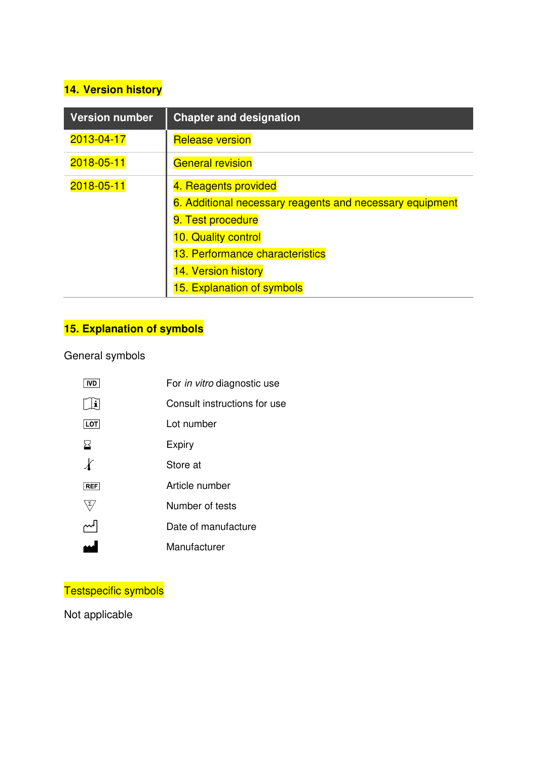## 14. Version history

| Version number | Chapter and designation |
|---|---|
| 2013-04-17 | Release version |
| 2018-05-11 | General revision |
| 2018-05-11 | 4. Reagents provided<br>6. Additional necessary reagents and necessary equipment<br>9. Test procedure<br>10. Quality control<br>13. Performance characteristics<br>14. Version history<br>15. Explanation of symbols |

## 15. Explanation of symbols

General symbols

| Symbol | Meaning |
|---|---|
| IVD | For *in vitro* diagnostic use |
| | Consult instructions for use |
| LOT | Lot number |
| | Expiry |
| | Store at |
| REF | Article number |
| | Number of tests |
| | Date of manufacture |
| | Manufacturer |

Testspecific symbols

Not applicable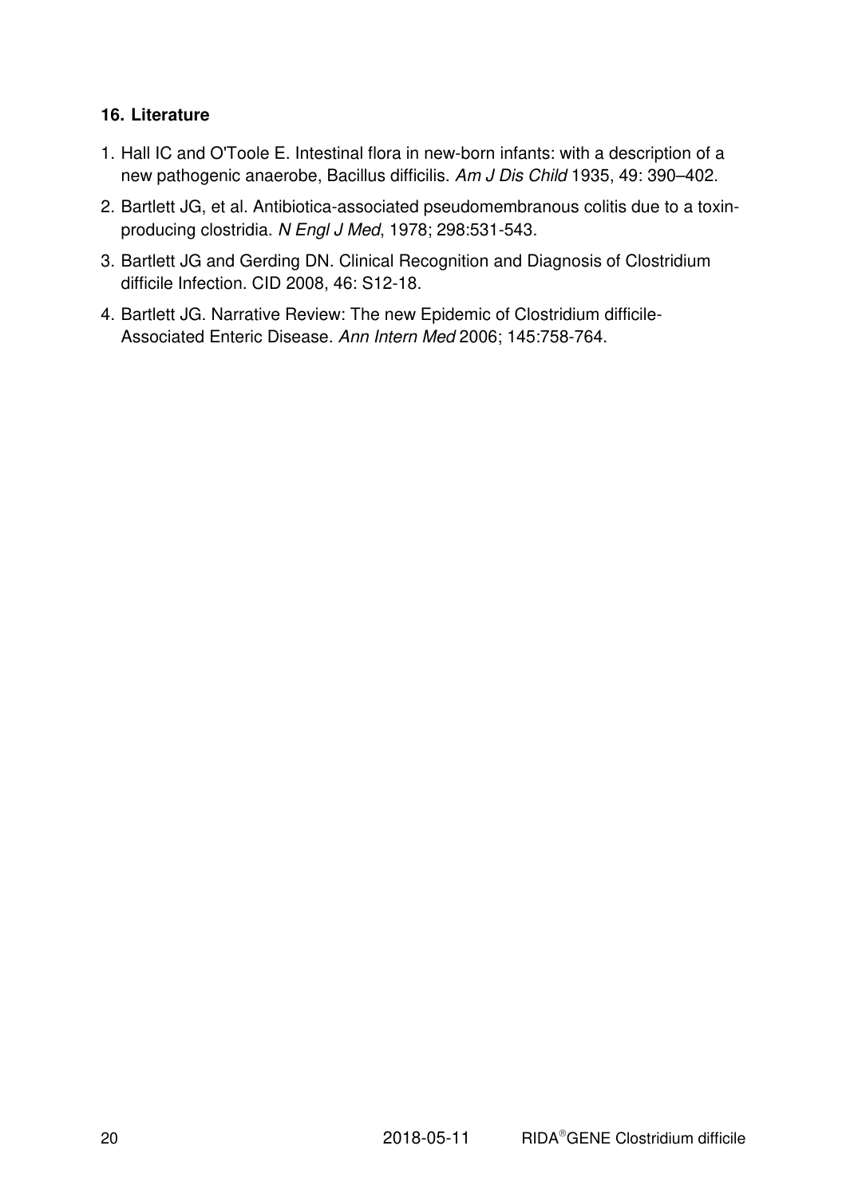## 16. Literature

1. Hall IC and O'Toole E. Intestinal flora in new-born infants: with a description of a new pathogenic anaerobe, Bacillus difficilis. *Am J Dis Child* 1935, 49: 390–402.
2. Bartlett JG, et al. Antibiotica-associated pseudomembranous colitis due to a toxin-producing clostridia. *N Engl J Med*, 1978; 298:531-543.
3. Bartlett JG and Gerding DN. Clinical Recognition and Diagnosis of Clostridium difficile Infection. CID 2008, 46: S12-18.
4. Bartlett JG. Narrative Review: The new Epidemic of Clostridium difficile-Associated Enteric Disease. *Ann Intern Med* 2006; 145:758-764.